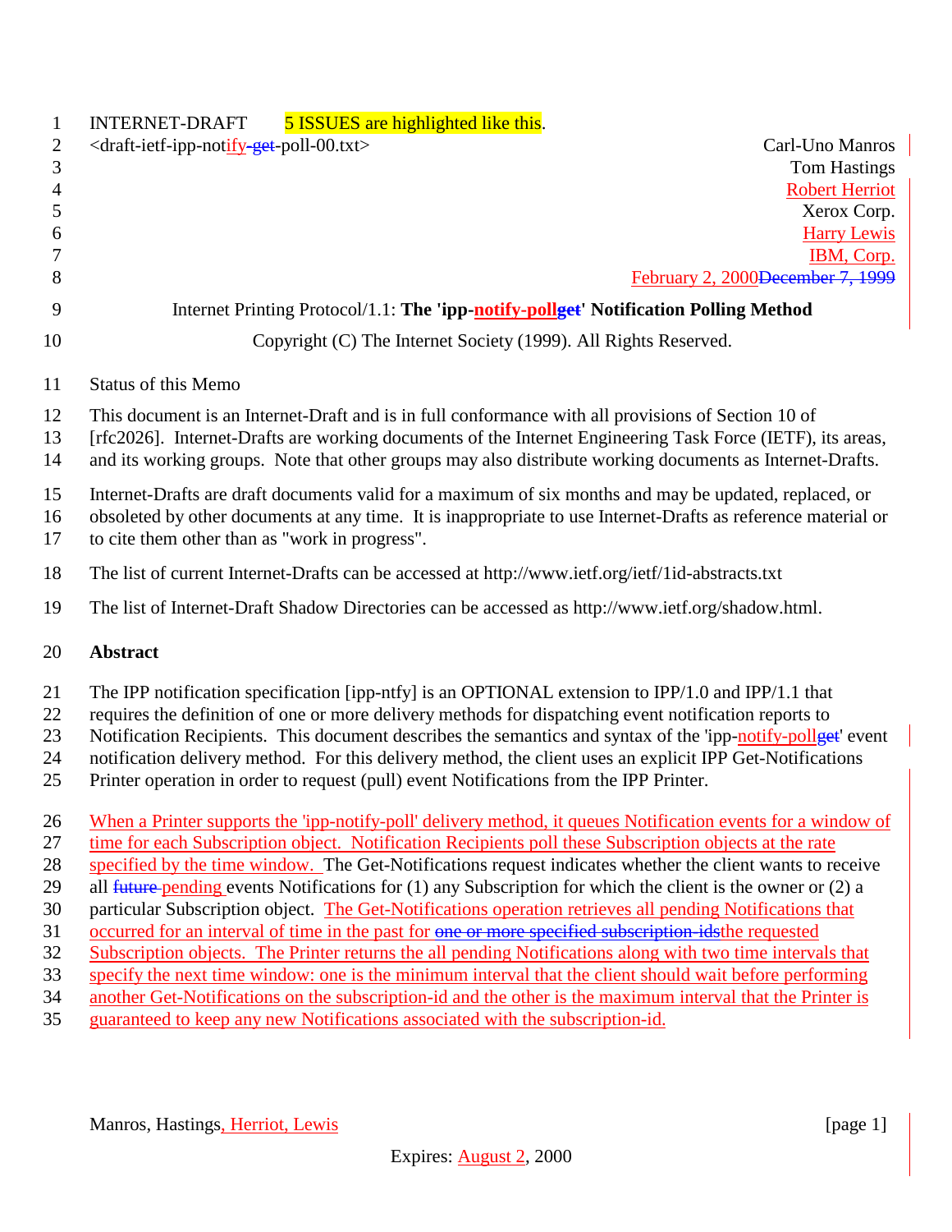INTERNET-DRAFT 5 ISSUES are highlighted like this.

<draft-ietf-ipp-notify-get-poll-00.txt>

Carl-Uno Manros
Tom Hastings
Robert Herriot
Xerox Corp.
Harry Lewis
IBM, Corp.
February 2, 2000December 7, 1999

Internet Printing Protocol/1.1: **The 'ipp-notify-pollget' Notification Polling Method**

Copyright (C) The Internet Society (1999). All Rights Reserved.

Status of this Memo

This document is an Internet-Draft and is in full conformance with all provisions of Section 10 of [rfc2026]. Internet-Drafts are working documents of the Internet Engineering Task Force (IETF), its areas, and its working groups. Note that other groups may also distribute working documents as Internet-Drafts.

Internet-Drafts are draft documents valid for a maximum of six months and may be updated, replaced, or obsoleted by other documents at any time. It is inappropriate to use Internet-Drafts as reference material or to cite them other than as "work in progress".

The list of current Internet-Drafts can be accessed at http://www.ietf.org/ietf/1id-abstracts.txt

The list of Internet-Draft Shadow Directories can be accessed as http://www.ietf.org/shadow.html.

## Abstract

The IPP notification specification [ipp-ntfy] is an OPTIONAL extension to IPP/1.0 and IPP/1.1 that requires the definition of one or more delivery methods for dispatching event notification reports to Notification Recipients. This document describes the semantics and syntax of the 'ipp-notify-pollget' event notification delivery method. For this delivery method, the client uses an explicit IPP Get-Notifications Printer operation in order to request (pull) event Notifications from the IPP Printer.

When a Printer supports the 'ipp-notify-poll' delivery method, it queues Notification events for a window of time for each Subscription object. Notification Recipients poll these Subscription objects at the rate specified by the time window. The Get-Notifications request indicates whether the client wants to receive all future pending events Notifications for (1) any Subscription for which the client is the owner or (2) a particular Subscription object. The Get-Notifications operation retrieves all pending Notifications that occurred for an interval of time in the past for ~~one or more specified subscription-ids~~the requested Subscription objects. The Printer returns the all pending Notifications along with two time intervals that specify the next time window: one is the minimum interval that the client should wait before performing another Get-Notifications on the subscription-id and the other is the maximum interval that the Printer is guaranteed to keep any new Notifications associated with the subscription-id.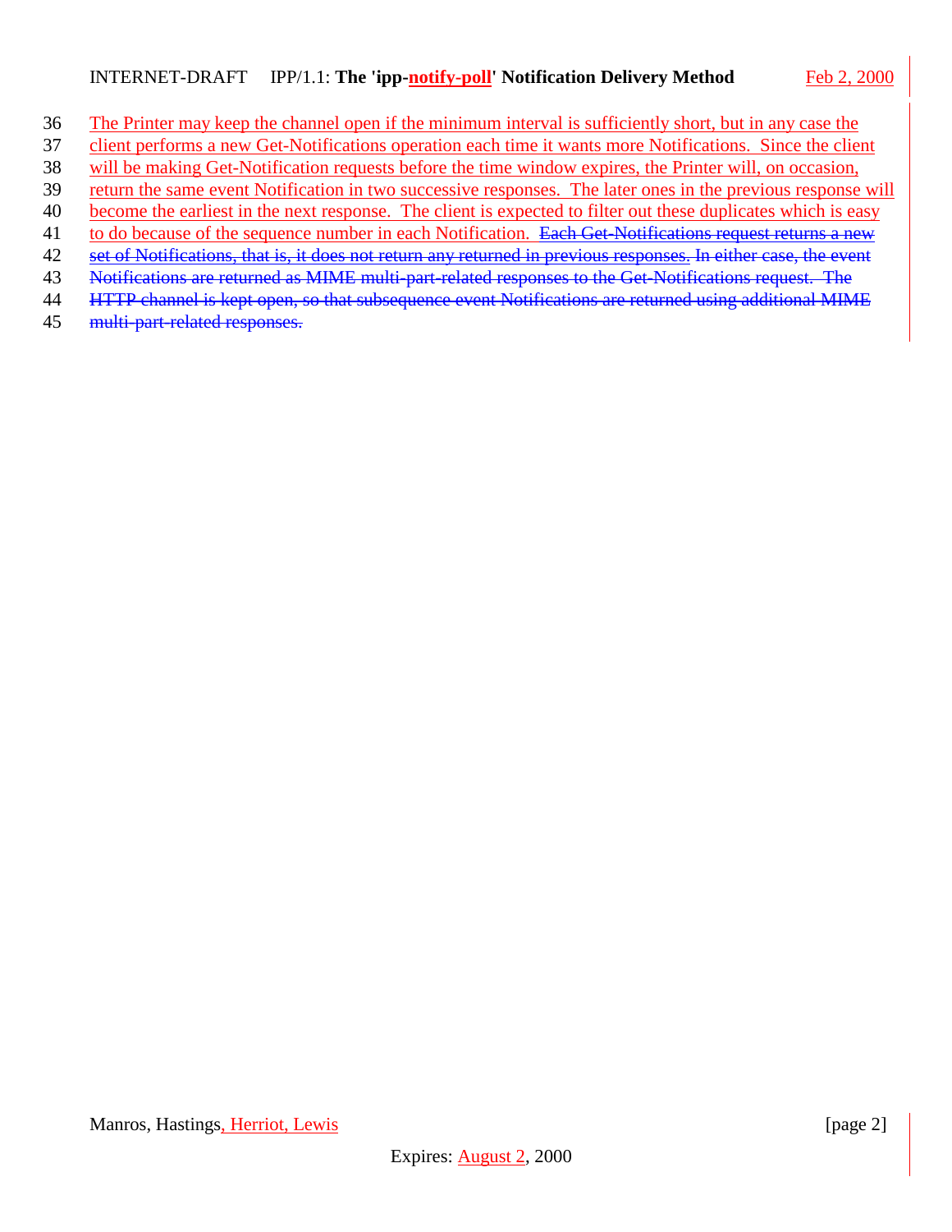The Printer may keep the channel open if the minimum interval is sufficiently short, but in any case the client performs a new Get-Notifications operation each time it wants more Notifications. Since the client will be making Get-Notification requests before the time window expires, the Printer will, on occasion, return the same event Notification in two successive responses. The later ones in the previous response will become the earliest in the next response. The client is expected to filter out these duplicates which is easy to do because of the sequence number in each Notification. ~~Each Get-Notifications request returns a new set of Notifications, that is, it does not return any returned in previous responses. In either case, the event Notifications are returned as MIME multi-part-related responses to the Get-Notifications request. The HTTP channel is kept open, so that subsequence event Notifications are returned using additional MIME multi-part-related responses.~~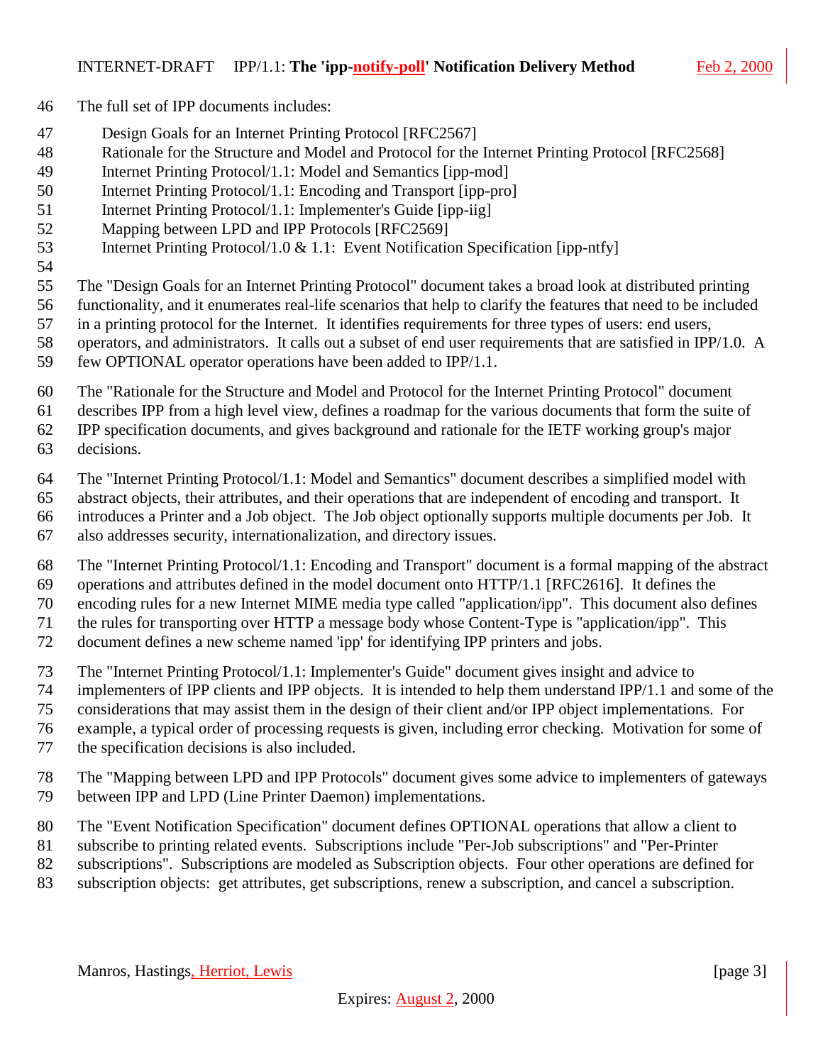The full set of IPP documents includes:

Design Goals for an Internet Printing Protocol [RFC2567]
Rationale for the Structure and Model and Protocol for the Internet Printing Protocol [RFC2568]
Internet Printing Protocol/1.1: Model and Semantics [ipp-mod]
Internet Printing Protocol/1.1: Encoding and Transport [ipp-pro]
Internet Printing Protocol/1.1: Implementer's Guide [ipp-iig]
Mapping between LPD and IPP Protocols [RFC2569]
Internet Printing Protocol/1.0 & 1.1: Event Notification Specification [ipp-ntfy]

The "Design Goals for an Internet Printing Protocol" document takes a broad look at distributed printing functionality, and it enumerates real-life scenarios that help to clarify the features that need to be included in a printing protocol for the Internet. It identifies requirements for three types of users: end users, operators, and administrators. It calls out a subset of end user requirements that are satisfied in IPP/1.0. A few OPTIONAL operator operations have been added to IPP/1.1.

The "Rationale for the Structure and Model and Protocol for the Internet Printing Protocol" document describes IPP from a high level view, defines a roadmap for the various documents that form the suite of IPP specification documents, and gives background and rationale for the IETF working group's major decisions.

The "Internet Printing Protocol/1.1: Model and Semantics" document describes a simplified model with abstract objects, their attributes, and their operations that are independent of encoding and transport. It introduces a Printer and a Job object. The Job object optionally supports multiple documents per Job. It also addresses security, internationalization, and directory issues.

The "Internet Printing Protocol/1.1: Encoding and Transport" document is a formal mapping of the abstract operations and attributes defined in the model document onto HTTP/1.1 [RFC2616]. It defines the encoding rules for a new Internet MIME media type called "application/ipp". This document also defines the rules for transporting over HTTP a message body whose Content-Type is "application/ipp". This document defines a new scheme named 'ipp' for identifying IPP printers and jobs.

The "Internet Printing Protocol/1.1: Implementer's Guide" document gives insight and advice to implementers of IPP clients and IPP objects. It is intended to help them understand IPP/1.1 and some of the considerations that may assist them in the design of their client and/or IPP object implementations. For example, a typical order of processing requests is given, including error checking. Motivation for some of the specification decisions is also included.

The "Mapping between LPD and IPP Protocols" document gives some advice to implementers of gateways between IPP and LPD (Line Printer Daemon) implementations.

The "Event Notification Specification" document defines OPTIONAL operations that allow a client to subscribe to printing related events. Subscriptions include "Per-Job subscriptions" and "Per-Printer subscriptions". Subscriptions are modeled as Subscription objects. Four other operations are defined for subscription objects: get attributes, get subscriptions, renew a subscription, and cancel a subscription.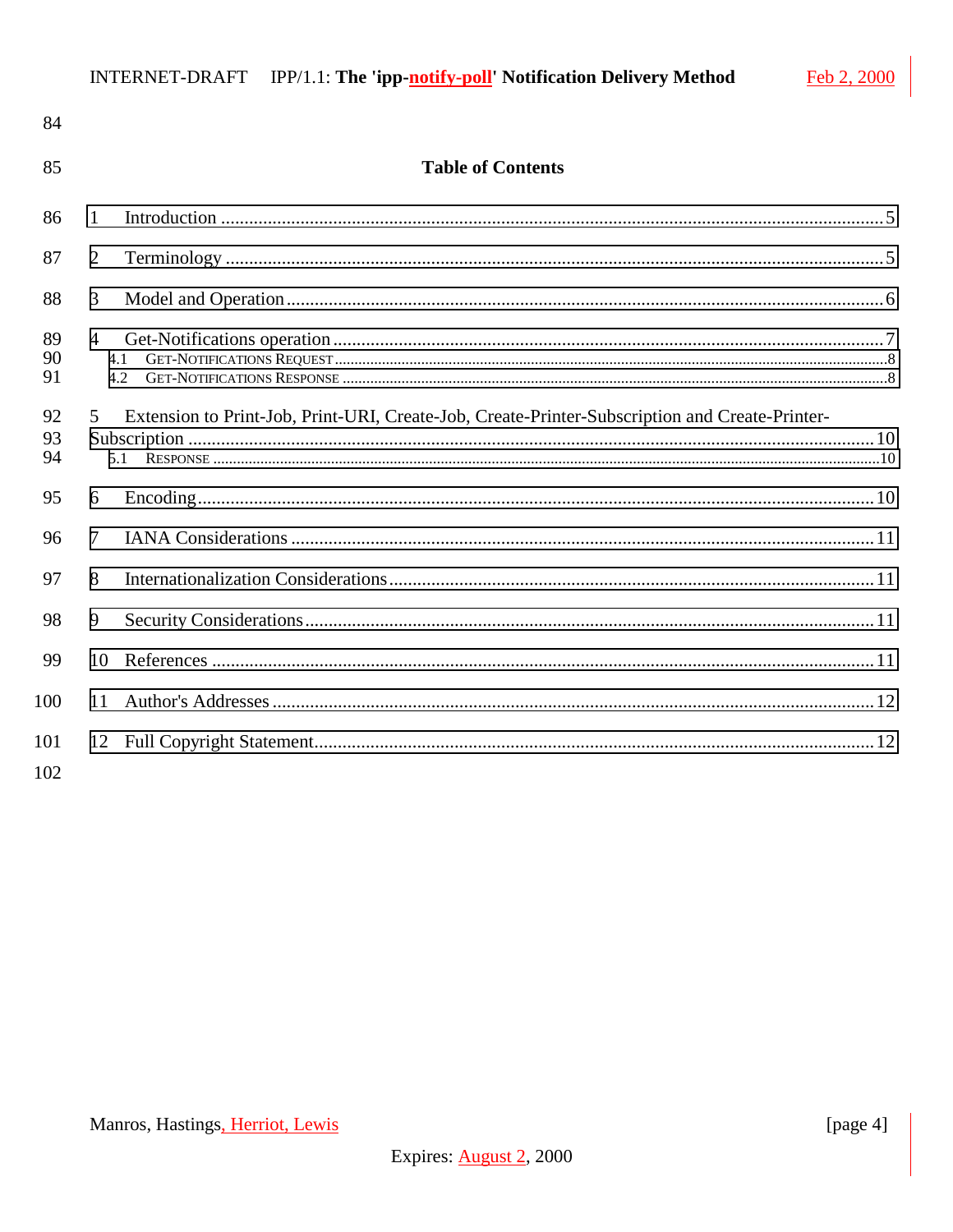## Table of Contents

1 Introduction ....................................................................................................................................... 5

2 Terminology ....................................................................................................................................... 5

3 Model and Operation ......................................................................................................................... 6

4 Get-Notifications operation ................................................................................................................ 7
   4.1 GET-NOTIFICATIONS REQUEST ........................................................................................................ 8
   4.2 GET-NOTIFICATIONS RESPONSE ...................................................................................................... 8

5 Extension to Print-Job, Print-URI, Create-Job, Create-Printer-Subscription and Create-Printer-Subscription ........................................................................................................................................ 10
   5.1 RESPONSE ......................................................................................................................................... 10

6 Encoding ........................................................................................................................................... 10

7 IANA Considerations ......................................................................................................................... 11

8 Internationalization Considerations .................................................................................................. 11

9 Security Considerations ..................................................................................................................... 11

10 References ...................................................................................................................................... 11

11 Author's Addresses .......................................................................................................................... 12

12 Full Copyright Statement ................................................................................................................ 12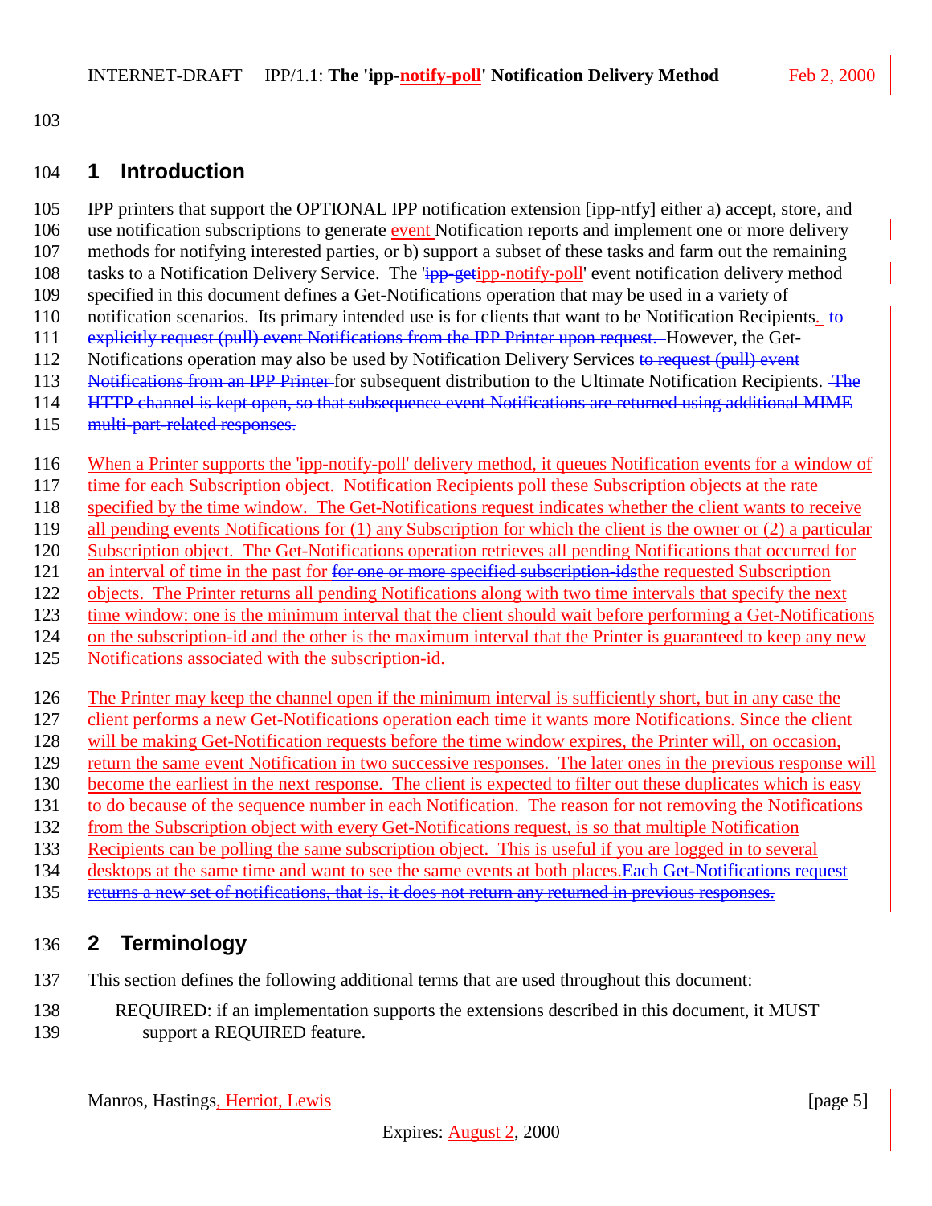# 1 Introduction

IPP printers that support the OPTIONAL IPP notification extension [ipp-ntfy] either a) accept, store, and use notification subscriptions to generate event Notification reports and implement one or more delivery methods for notifying interested parties, or b) support a subset of these tasks and farm out the remaining tasks to a Notification Delivery Service. The '~~ipp-get~~ipp-notify-poll' event notification delivery method specified in this document defines a Get-Notifications operation that may be used in a variety of notification scenarios. Its primary intended use is for clients that want to be Notification Recipients. ~~to explicitly request (pull) event Notifications from the IPP Printer upon request.~~ However, the Get-Notifications operation may also be used by Notification Delivery Services ~~to request (pull) event Notifications from an IPP Printer~~ for subsequent distribution to the Ultimate Notification Recipients. ~~The HTTP channel is kept open, so that subsequence event Notifications are returned using additional MIME multi-part-related responses.~~

When a Printer supports the 'ipp-notify-poll' delivery method, it queues Notification events for a window of time for each Subscription object. Notification Recipients poll these Subscription objects at the rate specified by the time window. The Get-Notifications request indicates whether the client wants to receive all pending events Notifications for (1) any Subscription for which the client is the owner or (2) a particular Subscription object. The Get-Notifications operation retrieves all pending Notifications that occurred for an interval of time in the past for ~~for one or more specified subscription-ids~~the requested Subscription objects. The Printer returns all pending Notifications along with two time intervals that specify the next time window: one is the minimum interval that the client should wait before performing a Get-Notifications on the subscription-id and the other is the maximum interval that the Printer is guaranteed to keep any new Notifications associated with the subscription-id.

The Printer may keep the channel open if the minimum interval is sufficiently short, but in any case the client performs a new Get-Notifications operation each time it wants more Notifications. Since the client will be making Get-Notification requests before the time window expires, the Printer will, on occasion, return the same event Notification in two successive responses. The later ones in the previous response will become the earliest in the next response. The client is expected to filter out these duplicates which is easy to do because of the sequence number in each Notification. The reason for not removing the Notifications from the Subscription object with every Get-Notifications request, is so that multiple Notification Recipients can be polling the same subscription object. This is useful if you are logged in to several desktops at the same time and want to see the same events at both places.~~Each Get-Notifications request returns a new set of notifications, that is, it does not return any returned in previous responses.~~

# 2 Terminology

This section defines the following additional terms that are used throughout this document:

REQUIRED: if an implementation supports the extensions described in this document, it MUST support a REQUIRED feature.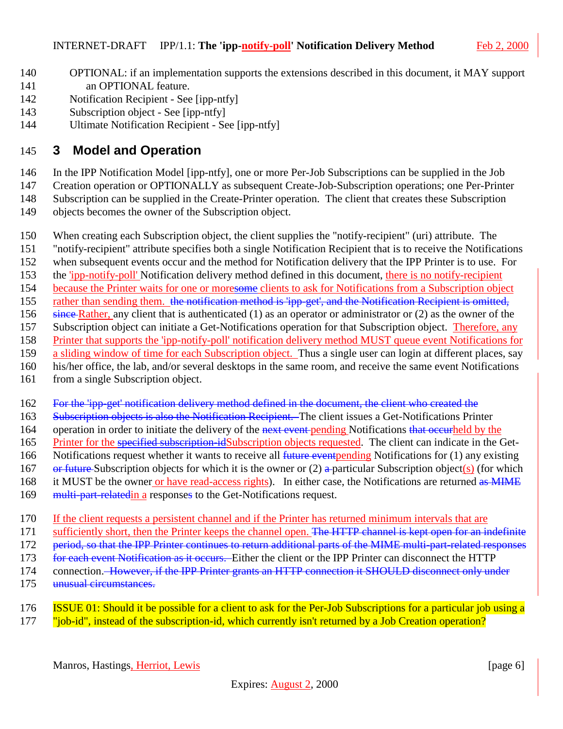OPTIONAL: if an implementation supports the extensions described in this document, it MAY support an OPTIONAL feature.
Notification Recipient - See [ipp-ntfy]
Subscription object - See [ipp-ntfy]
Ultimate Notification Recipient - See [ipp-ntfy]

# 3 Model and Operation

In the IPP Notification Model [ipp-ntfy], one or more Per-Job Subscriptions can be supplied in the Job Creation operation or OPTIONALLY as subsequent Create-Job-Subscription operations; one Per-Printer Subscription can be supplied in the Create-Printer operation. The client that creates these Subscription objects becomes the owner of the Subscription object.

When creating each Subscription object, the client supplies the "notify-recipient" (uri) attribute. The "notify-recipient" attribute specifies both a single Notification Recipient that is to receive the Notifications when subsequent events occur and the method for Notification delivery that the IPP Printer is to use. For the 'ipp-notify-poll' Notification delivery method defined in this document, there is no notify-recipient because the Printer waits for one or more~~some~~ clients to ask for Notifications from a Subscription object rather than sending them. ~~the notification method is 'ipp-get', and the Notification Recipient is omitted, since~~ Rather, any client that is authenticated (1) as an operator or administrator or (2) as the owner of the Subscription object can initiate a Get-Notifications operation for that Subscription object. Therefore, any Printer that supports the 'ipp-notify-poll' notification delivery method MUST queue event Notifications for a sliding window of time for each Subscription object. Thus a single user can login at different places, say his/her office, the lab, and/or several desktops in the same room, and receive the same event Notifications from a single Subscription object.

~~For the 'ipp-get' notification delivery method defined in the document, the client who created the Subscription objects is also the Notification Recipient.~~ The client issues a Get-Notifications Printer operation in order to initiate the delivery of the ~~next event~~ pending Notifications ~~that occur~~held by the Printer for the ~~specified subscription-id~~Subscription objects requested. The client can indicate in the Get-Notifications request whether it wants to receive all ~~future event~~pending Notifications for (1) any existing ~~or future~~ Subscription objects for which it is the owner or (2) ~~a~~ particular Subscription object(s) (for which it MUST be the owner or have read-access rights). In either case, the Notifications are returned ~~as MIME multi-part-related~~in a response~~s~~ to the Get-Notifications request.

If the client requests a persistent channel and if the Printer has returned minimum intervals that are sufficiently short, then the Printer keeps the channel open. ~~The HTTP channel is kept open for an indefinite period, so that the IPP Printer continues to return additional parts of the MIME multi-part-related responses for each event Notification as it occurs.~~ Either the client or the IPP Printer can disconnect the HTTP connection.~~ However, if the IPP Printer grants an HTTP connection it SHOULD disconnect only under unusual circumstances.~~

ISSUE 01: Should it be possible for a client to ask for the Per-Job Subscriptions for a particular job using a "job-id", instead of the subscription-id, which currently isn't returned by a Job Creation operation?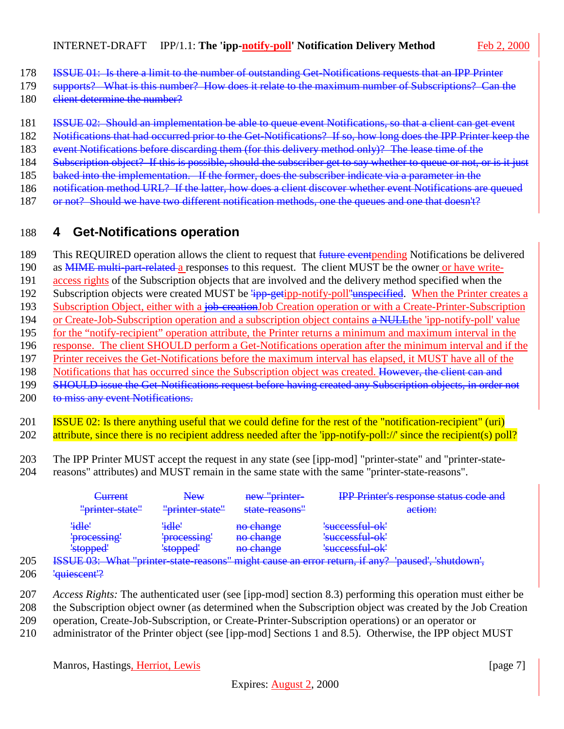ISSUE 01: Is there a limit to the number of outstanding Get-Notifications requests that an IPP Printer supports? What is this number? How does it relate to the maximum number of Subscriptions? Can the client determine the number?

ISSUE 02: Should an implementation be able to queue event Notifications, so that a client can get event Notifications that had occurred prior to the Get-Notifications? If so, how long does the IPP Printer keep the event Notifications before discarding them (for this delivery method only)? The lease time of the Subscription object? If this is possible, should the subscriber get to say whether to queue or not, or is it just baked into the implementation. If the former, does the subscriber indicate via a parameter in the notification method URL? If the latter, how does a client discover whether event Notifications are queued or not? Should we have two different notification methods, one the queues and one that doesn't?

## 4 Get-Notifications operation

This REQUIRED operation allows the client to request that ~~future event~~pending Notifications be delivered as ~~MIME multi-part-related~~ a responses to this request. The client MUST be the owner or have write-access rights of the Subscription objects that are involved and the delivery method specified when the Subscription objects were created MUST be ~~'ipp-get~~ipp-notify-poll'~~unspecified~~. When the Printer creates a Subscription Object, either with a ~~job-creation~~Job Creation operation or with a Create-Printer-Subscription or Create-Job-Subscription operation and a subscription object contains ~~a NULL~~the 'ipp-notify-poll' value for the "notify-recipient" operation attribute, the Printer returns a minimum and maximum interval in the response. The client SHOULD perform a Get-Notifications operation after the minimum interval and if the Printer receives the Get-Notifications before the maximum interval has elapsed, it MUST have all of the Notifications that has occurred since the Subscription object was created. ~~However, the client can and SHOULD issue the Get-Notifications request before having created any Subscription objects, in order not to miss any event Notifications.~~

ISSUE 02: Is there anything useful that we could define for the rest of the "notification-recipient" (uri) attribute, since there is no recipient address needed after the 'ipp-notify-poll://' since the recipient(s) poll?

The IPP Printer MUST accept the request in any state (see [ipp-mod] "printer-state" and "printer-state-reasons" attributes) and MUST remain in the same state with the same "printer-state-reasons".

| ~~Current "printer-state"~~ | ~~New "printer-state"~~ | ~~new "printer-state-reasons"~~ | ~~IPP Printer's response status code and action:~~ |
|---|---|---|---|
| ~~'idle'~~ | ~~'idle'~~ | ~~no change~~ | ~~'successful-ok'~~ |
| ~~'processing'~~ | ~~'processing'~~ | ~~no change~~ | ~~'successful-ok'~~ |
| ~~'stopped'~~ | ~~'stopped'~~ | ~~no change~~ | ~~'successful-ok'~~ |

~~ISSUE 03: What "printer-state-reasons" might cause an error return, if any? 'paused', 'shutdown', 'quiescent'?~~

*Access Rights:* The authenticated user (see [ipp-mod] section 8.3) performing this operation must either be the Subscription object owner (as determined when the Subscription object was created by the Job Creation operation, Create-Job-Subscription, or Create-Printer-Subscription operations) or an operator or administrator of the Printer object (see [ipp-mod] Sections 1 and 8.5). Otherwise, the IPP object MUST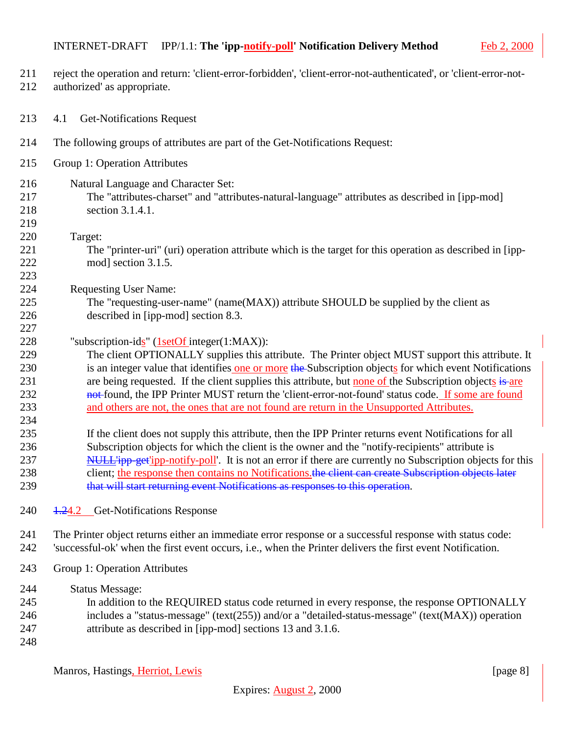reject the operation and return: 'client-error-forbidden', 'client-error-not-authenticated', or 'client-error-not-authorized' as appropriate.

## 4.1 Get-Notifications Request

The following groups of attributes are part of the Get-Notifications Request:

Group 1: Operation Attributes

Natural Language and Character Set:
The "attributes-charset" and "attributes-natural-language" attributes as described in [ipp-mod] section 3.1.4.1.

Target:
The "printer-uri" (uri) operation attribute which is the target for this operation as described in [ipp-mod] section 3.1.5.

Requesting User Name:
The "requesting-user-name" (name(MAX)) attribute SHOULD be supplied by the client as described in [ipp-mod] section 8.3.

"subscription-ids" (1setOf integer(1:MAX)):
The client OPTIONALLY supplies this attribute. The Printer object MUST support this attribute. It is an integer value that identifies one or more ~~the~~ Subscription objects for which event Notifications are being requested. If the client supplies this attribute, but none of the Subscription objects ~~is~~ are ~~not~~ found, the IPP Printer MUST return the 'client-error-not-found' status code. If some are found and others are not, the ones that are not found are return in the Unsupported Attributes.

If the client does not supply this attribute, then the IPP Printer returns event Notifications for all Subscription objects for which the client is the owner and the "notify-recipients" attribute is ~~NULL~~~~'ipp-get~~'ipp-notify-poll'. It is not an error if there are currently no Subscription objects for this client; the response then contains no Notifications.~~the client can create Subscription objects later that will start returning event Notifications as responses to this operation~~.

## ~~1.2~~4.2 Get-Notifications Response

The Printer object returns either an immediate error response or a successful response with status code: 'successful-ok' when the first event occurs, i.e., when the Printer delivers the first event Notification.

Group 1: Operation Attributes

Status Message:
In addition to the REQUIRED status code returned in every response, the response OPTIONALLY includes a "status-message" (text(255)) and/or a "detailed-status-message" (text(MAX)) operation attribute as described in [ipp-mod] sections 13 and 3.1.6.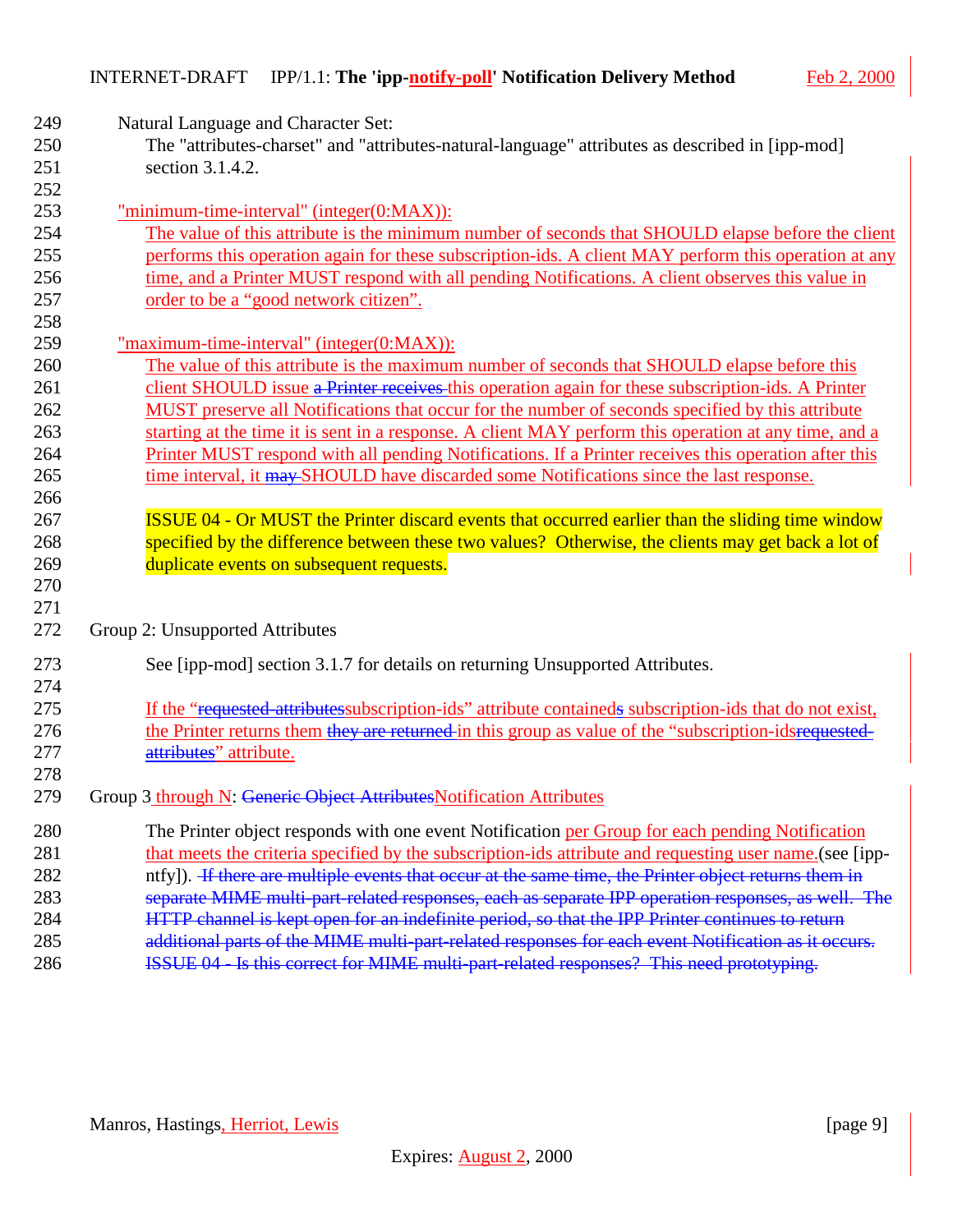Natural Language and Character Set:

The "attributes-charset" and "attributes-natural-language" attributes as described in [ipp-mod] section 3.1.4.2.

"minimum-time-interval" (integer(0:MAX)):

The value of this attribute is the minimum number of seconds that SHOULD elapse before the client performs this operation again for these subscription-ids. A client MAY perform this operation at any time, and a Printer MUST respond with all pending Notifications. A client observes this value in order to be a “good network citizen”.

"maximum-time-interval" (integer(0:MAX)):

The value of this attribute is the maximum number of seconds that SHOULD elapse before this client SHOULD issue ~~a Printer receives~~ this operation again for these subscription-ids. A Printer MUST preserve all Notifications that occur for the number of seconds specified by this attribute starting at the time it is sent in a response. A client MAY perform this operation at any time, and a Printer MUST respond with all pending Notifications. If a Printer receives this operation after this time interval, it ~~may~~ SHOULD have discarded some Notifications since the last response.

ISSUE 04 - Or MUST the Printer discard events that occurred earlier than the sliding time window specified by the difference between these two values? Otherwise, the clients may get back a lot of duplicate events on subsequent requests.

Group 2: Unsupported Attributes

See [ipp-mod] section 3.1.7 for details on returning Unsupported Attributes.

If the “~~requested-attributes~~subscription-ids” attribute contained~~s~~ subscription-ids that do not exist, the Printer returns them ~~they are returned~~ in this group as value of the “subscription-ids~~requested-attributes~~” attribute.

Group 3 through N: ~~Generic Object Attributes~~Notification Attributes

The Printer object responds with one event Notification per Group for each pending Notification that meets the criteria specified by the subscription-ids attribute and requesting user name.(see [ipp-ntfy]). ~~If there are multiple events that occur at the same time, the Printer object returns them in separate MIME multi-part-related responses, each as separate IPP operation responses, as well. The HTTP channel is kept open for an indefinite period, so that the IPP Printer continues to return additional parts of the MIME multi-part-related responses for each event Notification as it occurs. ISSUE 04 - Is this correct for MIME multi-part-related responses? This need prototyping.~~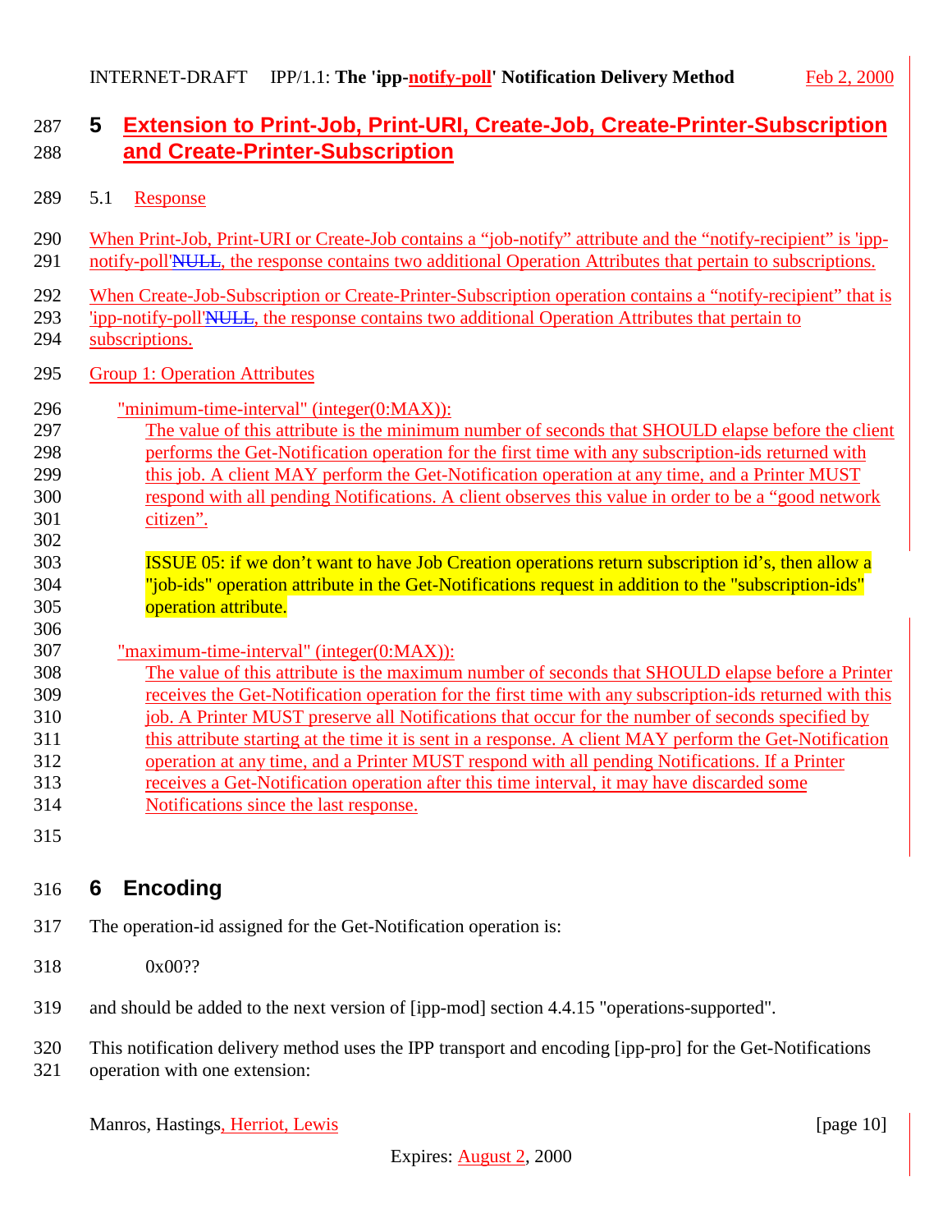# 5 Extension to Print-Job, Print-URI, Create-Job, Create-Printer-Subscription and Create-Printer-Subscription

## 5.1 Response

When Print-Job, Print-URI or Create-Job contains a "job-notify" attribute and the "notify-recipient" is 'ipp-notify-poll'~~NULL~~, the response contains two additional Operation Attributes that pertain to subscriptions.

When Create-Job-Subscription or Create-Printer-Subscription operation contains a "notify-recipient" that is 'ipp-notify-poll'~~NULL~~, the response contains two additional Operation Attributes that pertain to subscriptions.

Group 1: Operation Attributes

"minimum-time-interval" (integer(0:MAX)):
: The value of this attribute is the minimum number of seconds that SHOULD elapse before the client performs the Get-Notification operation for the first time with any subscription-ids returned with this job. A client MAY perform the Get-Notification operation at any time, and a Printer MUST respond with all pending Notifications. A client observes this value in order to be a "good network citizen".

  ISSUE 05: if we don't want to have Job Creation operations return subscription id's, then allow a "job-ids" operation attribute in the Get-Notifications request in addition to the "subscription-ids" operation attribute.

"maximum-time-interval" (integer(0:MAX)):
: The value of this attribute is the maximum number of seconds that SHOULD elapse before a Printer receives the Get-Notification operation for the first time with any subscription-ids returned with this job. A Printer MUST preserve all Notifications that occur for the number of seconds specified by this attribute starting at the time it is sent in a response. A client MAY perform the Get-Notification operation at any time, and a Printer MUST respond with all pending Notifications. If a Printer receives a Get-Notification operation after this time interval, it may have discarded some Notifications since the last response.

# 6 Encoding

The operation-id assigned for the Get-Notification operation is:

    0x00??

and should be added to the next version of [ipp-mod] section 4.4.15 "operations-supported".

This notification delivery method uses the IPP transport and encoding [ipp-pro] for the Get-Notifications operation with one extension: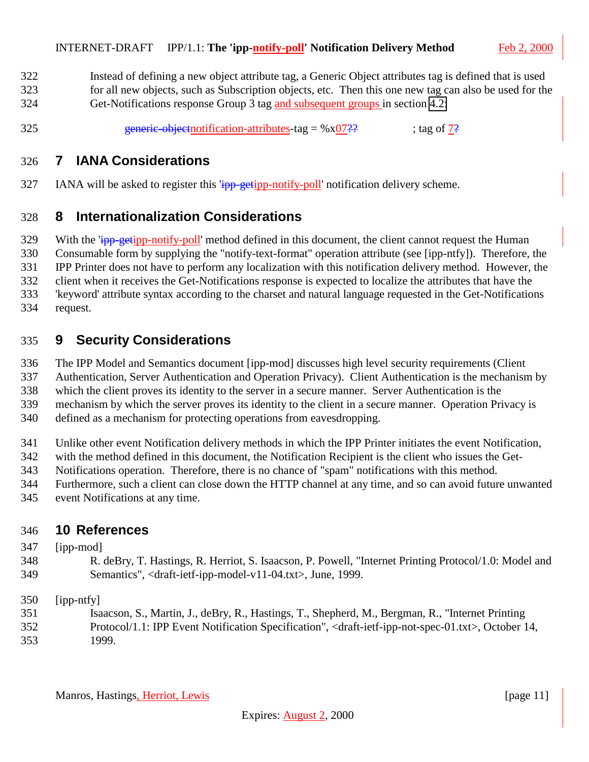Instead of defining a new object attribute tag, a Generic Object attributes tag is defined that is used for all new objects, such as Subscription objects, etc. Then this one new tag can also be used for the Get-Notifications response Group 3 tag and subsequent groups in section 4.2:

generic-objectnotification-attributes-tag = %x07?? ; tag of 7?

## 7 IANA Considerations

IANA will be asked to register this 'ipp-getipp-notify-poll' notification delivery scheme.

## 8 Internationalization Considerations

With the 'ipp-getipp-notify-poll' method defined in this document, the client cannot request the Human Consumable form by supplying the "notify-text-format" operation attribute (see [ipp-ntfy]). Therefore, the IPP Printer does not have to perform any localization with this notification delivery method. However, the client when it receives the Get-Notifications response is expected to localize the attributes that have the 'keyword' attribute syntax according to the charset and natural language requested in the Get-Notifications request.

## 9 Security Considerations

The IPP Model and Semantics document [ipp-mod] discusses high level security requirements (Client Authentication, Server Authentication and Operation Privacy). Client Authentication is the mechanism by which the client proves its identity to the server in a secure manner. Server Authentication is the mechanism by which the server proves its identity to the client in a secure manner. Operation Privacy is defined as a mechanism for protecting operations from eavesdropping.

Unlike other event Notification delivery methods in which the IPP Printer initiates the event Notification, with the method defined in this document, the Notification Recipient is the client who issues the Get-Notifications operation. Therefore, there is no chance of "spam" notifications with this method. Furthermore, such a client can close down the HTTP channel at any time, and so can avoid future unwanted event Notifications at any time.

## 10 References

[ipp-mod]
R. deBry, T. Hastings, R. Herriot, S. Isaacson, P. Powell, "Internet Printing Protocol/1.0: Model and Semantics", <draft-ietf-ipp-model-v11-04.txt>, June, 1999.

[ipp-ntfy]
Isaacson, S., Martin, J., deBry, R., Hastings, T., Shepherd, M., Bergman, R., "Internet Printing Protocol/1.1: IPP Event Notification Specification", <draft-ietf-ipp-not-spec-01.txt>, October 14, 1999.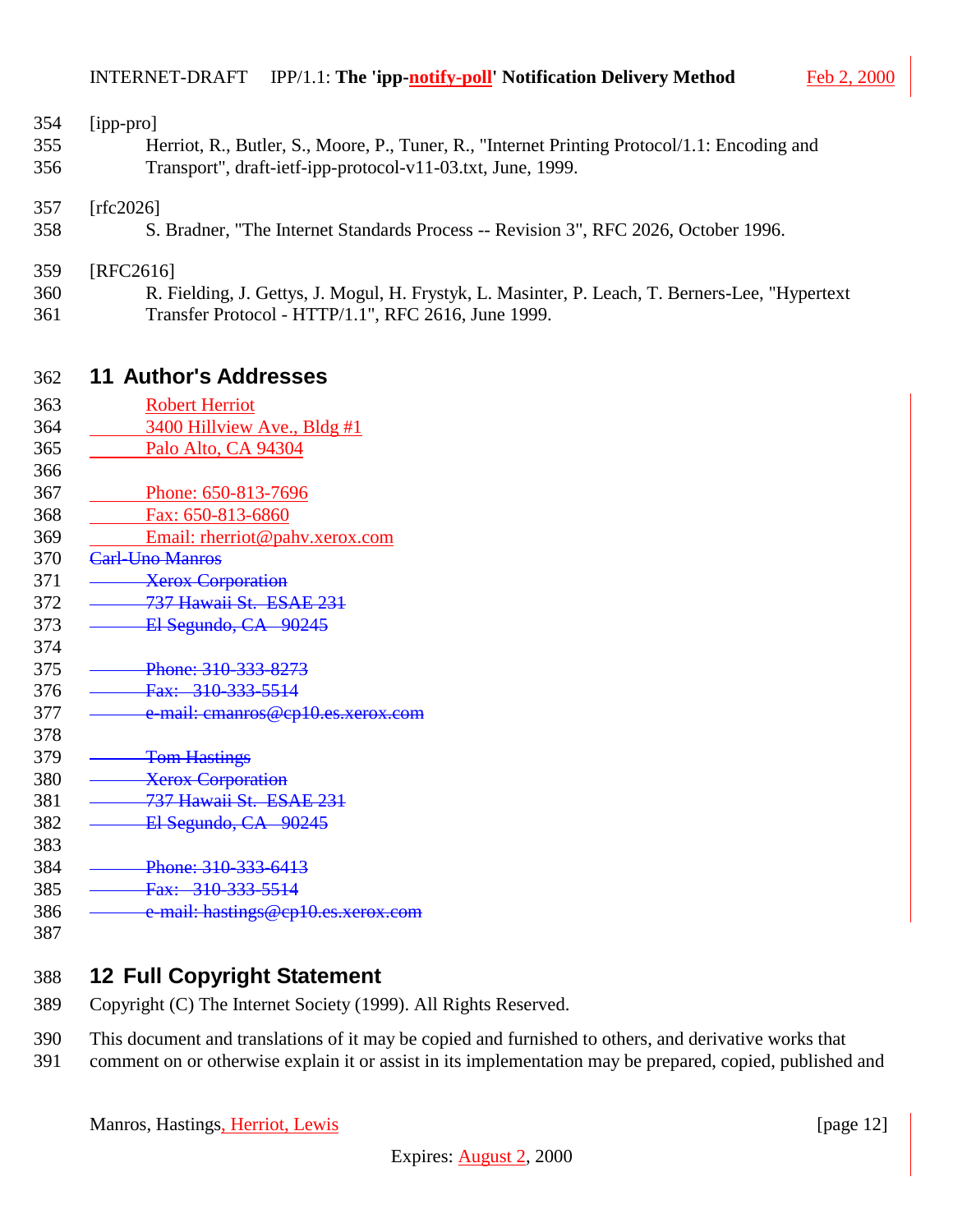[ipp-pro]

Herriot, R., Butler, S., Moore, P., Tuner, R., "Internet Printing Protocol/1.1: Encoding and Transport", draft-ietf-ipp-protocol-v11-03.txt, June, 1999.

[rfc2026]

S. Bradner, "The Internet Standards Process -- Revision 3", RFC 2026, October 1996.

[RFC2616]

R. Fielding, J. Gettys, J. Mogul, H. Frystyk, L. Masinter, P. Leach, T. Berners-Lee, "Hypertext Transfer Protocol - HTTP/1.1", RFC 2616, June 1999.

## 11 Author's Addresses

Robert Herriot
3400 Hillview Ave., Bldg #1
Palo Alto, CA 94304

Phone: 650-813-7696
Fax: 650-813-6860
Email: rherriot@pahv.xerox.com

~~Carl-Uno Manros~~
~~Xerox Corporation~~
~~737 Hawaii St. ESAE 231~~
~~El Segundo, CA 90245~~

~~Phone: 310-333-8273~~
~~Fax: 310-333-5514~~
~~e-mail: cmanros@cp10.es.xerox.com~~

~~Tom Hastings~~
~~Xerox Corporation~~
~~737 Hawaii St. ESAE 231~~
~~El Segundo, CA 90245~~

~~Phone: 310-333-6413~~
~~Fax: 310-333-5514~~
~~e-mail: hastings@cp10.es.xerox.com~~

## 12 Full Copyright Statement

Copyright (C) The Internet Society (1999). All Rights Reserved.

This document and translations of it may be copied and furnished to others, and derivative works that comment on or otherwise explain it or assist in its implementation may be prepared, copied, published and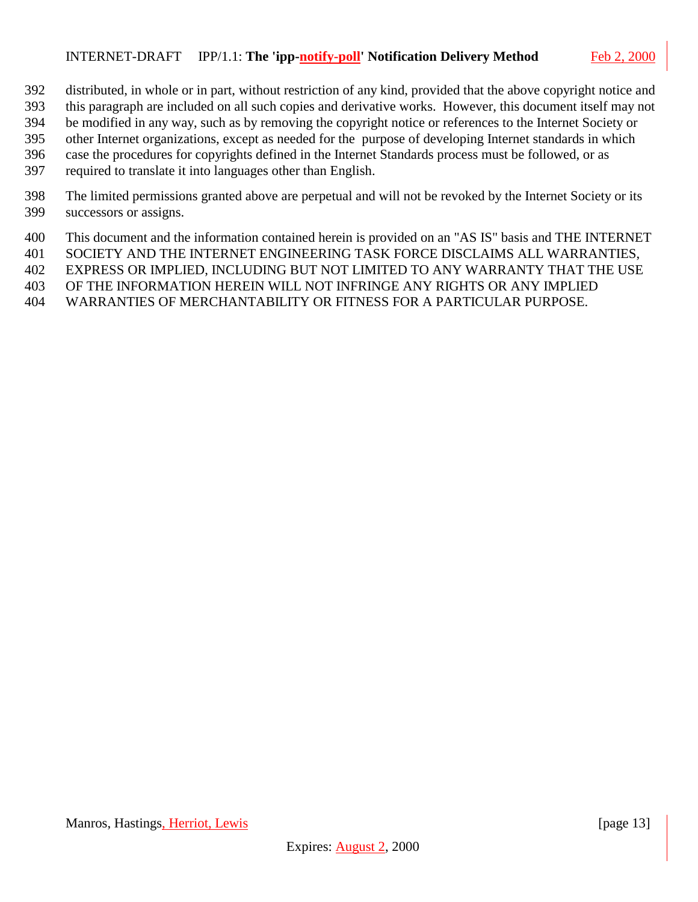distributed, in whole or in part, without restriction of any kind, provided that the above copyright notice and this paragraph are included on all such copies and derivative works. However, this document itself may not be modified in any way, such as by removing the copyright notice or references to the Internet Society or other Internet organizations, except as needed for the purpose of developing Internet standards in which case the procedures for copyrights defined in the Internet Standards process must be followed, or as required to translate it into languages other than English.

The limited permissions granted above are perpetual and will not be revoked by the Internet Society or its successors or assigns.

This document and the information contained herein is provided on an "AS IS" basis and THE INTERNET SOCIETY AND THE INTERNET ENGINEERING TASK FORCE DISCLAIMS ALL WARRANTIES, EXPRESS OR IMPLIED, INCLUDING BUT NOT LIMITED TO ANY WARRANTY THAT THE USE OF THE INFORMATION HEREIN WILL NOT INFRINGE ANY RIGHTS OR ANY IMPLIED WARRANTIES OF MERCHANTABILITY OR FITNESS FOR A PARTICULAR PURPOSE.